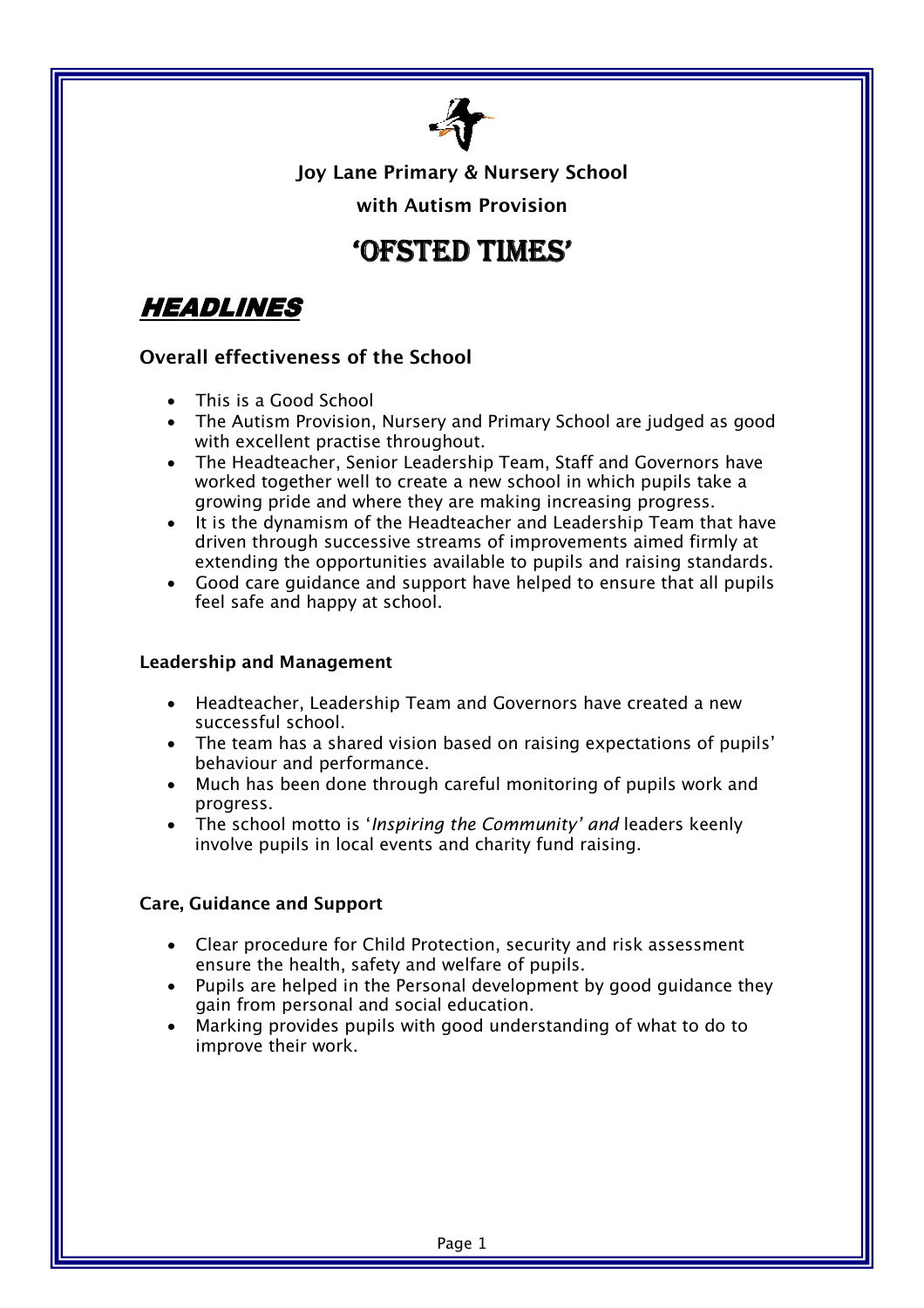**Joy Lane Primary & Nursery School**

**with Autism Provision**

# 'OFSTED TIMES'

## *HEADLINES*

### Overall effectiveness of the School

- This is a Good School
- The Autism Provision, Nursery and Primary School are judged as good with excellent practise throughout.
- The Headteacher, Senior Leadership Team, Staff and Governors have worked together well to create a new school in which pupils take a growing pride and where they are making increasing progress.
- It is the dynamism of the Headteacher and Leadership Team that have driven through successive streams of improvements aimed firmly at extending the opportunities available to pupils and raising standards.
- Good care guidance and support have helped to ensure that all pupils feel safe and happy at school.

#### Leadership and Management

- Headteacher, Leadership Team and Governors have created a new successful school.
- The team has a shared vision based on raising expectations of pupils' behaviour and performance.
- Much has been done through careful monitoring of pupils work and progress.
- The school motto is '*Inspiring the Community' and* leaders keenly involve pupils in local events and charity fund raising.

#### Care, Guidance and Support

- Clear procedure for Child Protection, security and risk assessment ensure the health, safety and welfare of pupils.
- Pupils are helped in the Personal development by good guidance they gain from personal and social education.
- Marking provides pupils with good understanding of what to do to improve their work.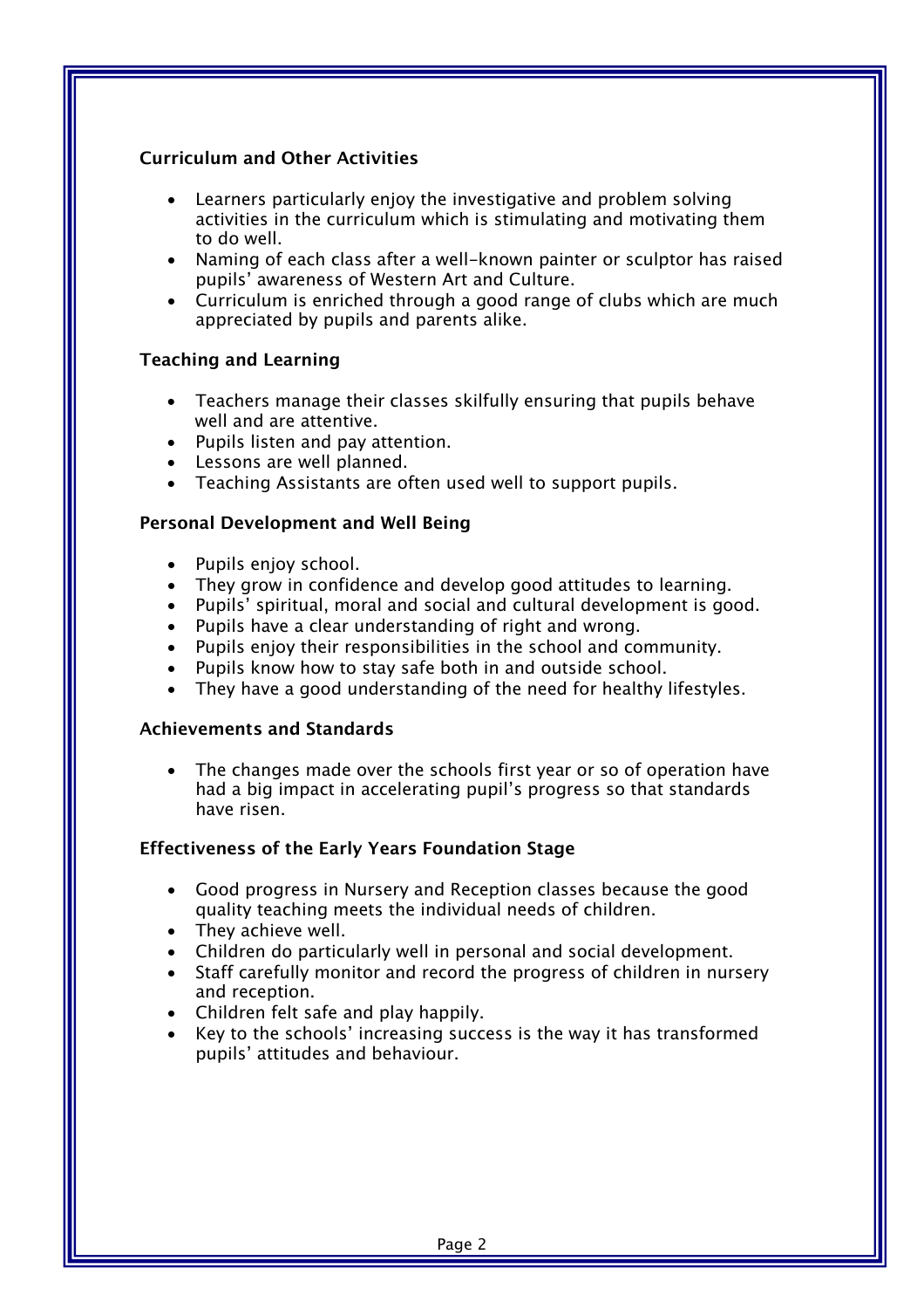**Curriculum and Other Activities**

- Learners particularly enjoy the investigative and problem solving activities in the curriculum which is stimulating and motivating them to do well.
- Naming of each class after a well-known painter or sculptor has raised pupils' awareness of Western Art and Culture.
- Curriculum is enriched through a good range of clubs which are much appreciated by pupils and parents alike.

**Teaching and Learning**

- Teachers manage their classes skilfully ensuring that pupils behave well and are attentive.
- Pupils listen and pay attention.
- Lessons are well planned.
- Teaching Assistants are often used well to support pupils.

**Personal Development and Well Being**

- Pupils enjoy school.
- They grow in confidence and develop good attitudes to learning.
- Pupils' spiritual, moral and social and cultural development is good.
- Pupils have a clear understanding of right and wrong.
- Pupils enjoy their responsibilities in the school and community.
- Pupils know how to stay safe both in and outside school.
- They have a good understanding of the need for healthy lifestyles.

**Achievements and Standards**

- The changes made over the schools first year or so of operation have had a big impact in accelerating pupil's progress so that standards have risen.

**Effectiveness of the Early Years Foundation Stage**

- Good progress in Nursery and Reception classes because the good quality teaching meets the individual needs of children.
- They achieve well.
- Children do particularly well in personal and social development.
- Staff carefully monitor and record the progress of children in nursery and reception.
- Children felt safe and play happily.
- Key to the schools' increasing success is the way it has transformed pupils' attitudes and behaviour.